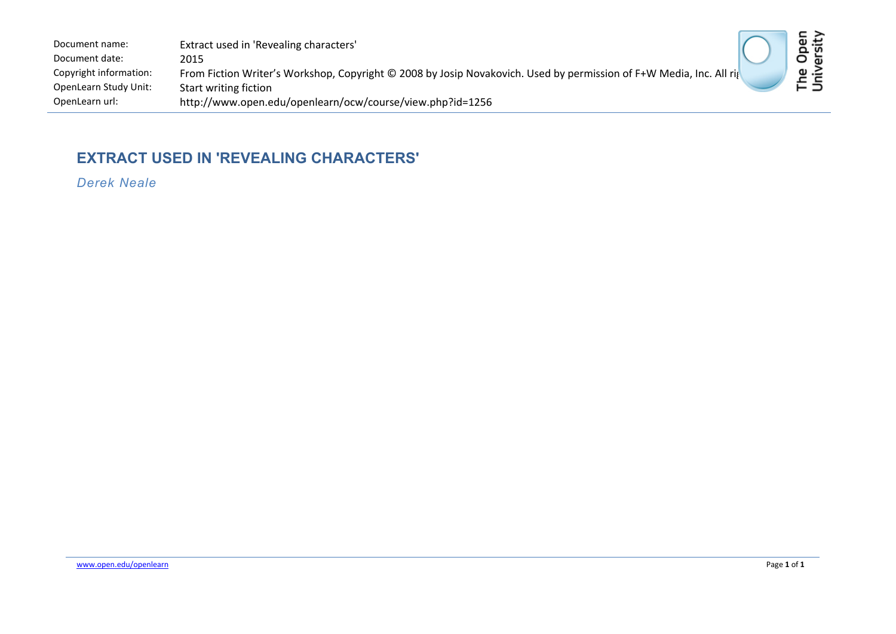Document name: Extract used in 'Revealing characters'
Document date: 2015
Copyright information: From Fiction Writer's Workshop, Copyright © 2008 by Josip Novakovich. Used by permission of F+W Media, Inc. All ri
OpenLearn Study Unit: Start writing fiction
OpenLearn url: http://www.open.edu/openlearn/ocw/course/view.php?id=1256

# EXTRACT USED IN 'REVEALING CHARACTERS'

*Derek Neale*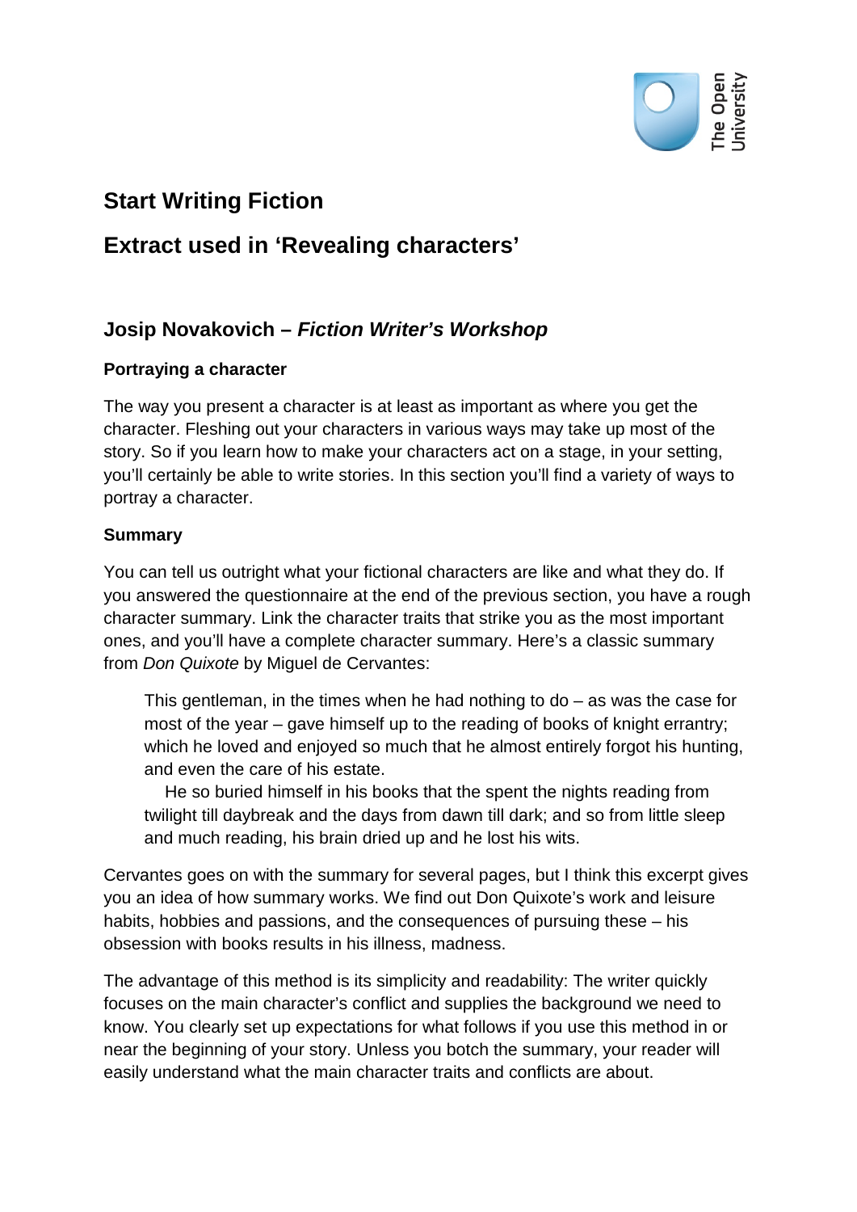# Start Writing Fiction

# Extract used in 'Revealing characters'

## Josip Novakovich – *Fiction Writer's Workshop*

### Portraying a character

The way you present a character is at least as important as where you get the character. Fleshing out your characters in various ways may take up most of the story. So if you learn how to make your characters act on a stage, in your setting, you'll certainly be able to write stories. In this section you'll find a variety of ways to portray a character.

### Summary

You can tell us outright what your fictional characters are like and what they do. If you answered the questionnaire at the end of the previous section, you have a rough character summary. Link the character traits that strike you as the most important ones, and you'll have a complete character summary. Here's a classic summary from *Don Quixote* by Miguel de Cervantes:

> This gentleman, in the times when he had nothing to do – as was the case for most of the year – gave himself up to the reading of books of knight errantry; which he loved and enjoyed so much that he almost entirely forgot his hunting, and even the care of his estate.
>
> He so buried himself in his books that the spent the nights reading from twilight till daybreak and the days from dawn till dark; and so from little sleep and much reading, his brain dried up and he lost his wits.

Cervantes goes on with the summary for several pages, but I think this excerpt gives you an idea of how summary works. We find out Don Quixote's work and leisure habits, hobbies and passions, and the consequences of pursuing these – his obsession with books results in his illness, madness.

The advantage of this method is its simplicity and readability: The writer quickly focuses on the main character's conflict and supplies the background we need to know. You clearly set up expectations for what follows if you use this method in or near the beginning of your story. Unless you botch the summary, your reader will easily understand what the main character traits and conflicts are about.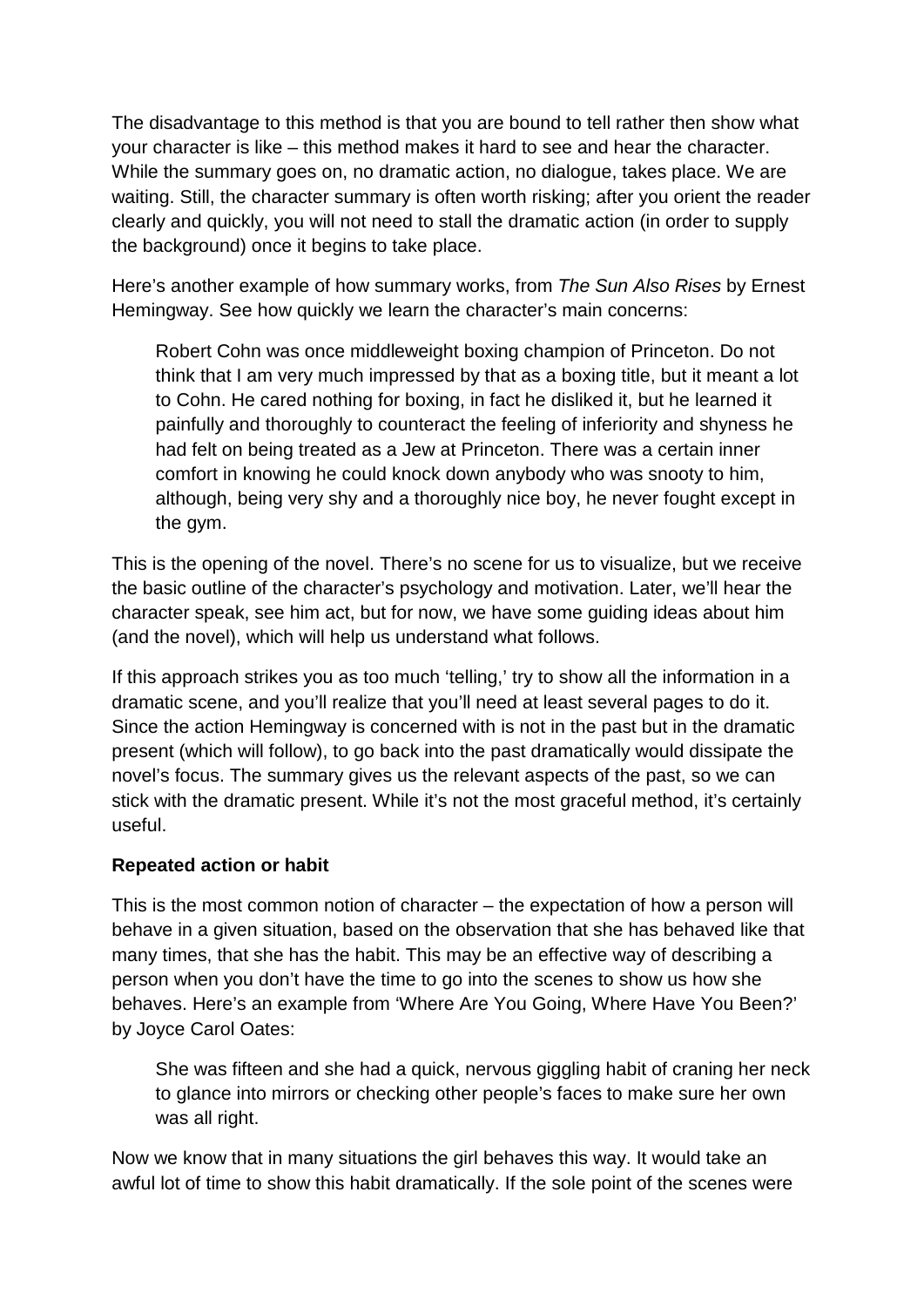The disadvantage to this method is that you are bound to tell rather then show what your character is like – this method makes it hard to see and hear the character. While the summary goes on, no dramatic action, no dialogue, takes place. We are waiting. Still, the character summary is often worth risking; after you orient the reader clearly and quickly, you will not need to stall the dramatic action (in order to supply the background) once it begins to take place.

Here's another example of how summary works, from *The Sun Also Rises* by Ernest Hemingway. See how quickly we learn the character's main concerns:

> Robert Cohn was once middleweight boxing champion of Princeton. Do not think that I am very much impressed by that as a boxing title, but it meant a lot to Cohn. He cared nothing for boxing, in fact he disliked it, but he learned it painfully and thoroughly to counteract the feeling of inferiority and shyness he had felt on being treated as a Jew at Princeton. There was a certain inner comfort in knowing he could knock down anybody who was snooty to him, although, being very shy and a thoroughly nice boy, he never fought except in the gym.

This is the opening of the novel. There's no scene for us to visualize, but we receive the basic outline of the character's psychology and motivation. Later, we'll hear the character speak, see him act, but for now, we have some guiding ideas about him (and the novel), which will help us understand what follows.

If this approach strikes you as too much 'telling,' try to show all the information in a dramatic scene, and you'll realize that you'll need at least several pages to do it. Since the action Hemingway is concerned with is not in the past but in the dramatic present (which will follow), to go back into the past dramatically would dissipate the novel's focus. The summary gives us the relevant aspects of the past, so we can stick with the dramatic present. While it's not the most graceful method, it's certainly useful.

**Repeated action or habit**

This is the most common notion of character – the expectation of how a person will behave in a given situation, based on the observation that she has behaved like that many times, that she has the habit. This may be an effective way of describing a person when you don't have the time to go into the scenes to show us how she behaves. Here's an example from 'Where Are You Going, Where Have You Been?' by Joyce Carol Oates:

> She was fifteen and she had a quick, nervous giggling habit of craning her neck to glance into mirrors or checking other people's faces to make sure her own was all right.

Now we know that in many situations the girl behaves this way. It would take an awful lot of time to show this habit dramatically. If the sole point of the scenes were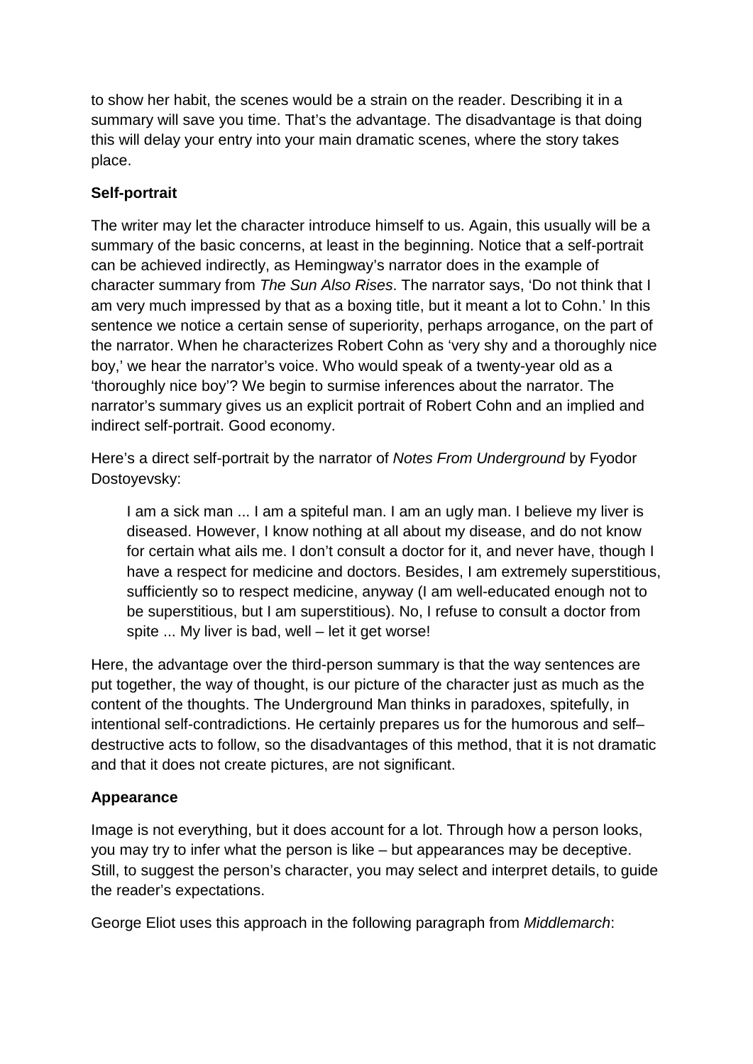to show her habit, the scenes would be a strain on the reader. Describing it in a summary will save you time. That's the advantage. The disadvantage is that doing this will delay your entry into your main dramatic scenes, where the story takes place.

**Self-portrait**

The writer may let the character introduce himself to us. Again, this usually will be a summary of the basic concerns, at least in the beginning. Notice that a self-portrait can be achieved indirectly, as Hemingway's narrator does in the example of character summary from *The Sun Also Rises*. The narrator says, 'Do not think that I am very much impressed by that as a boxing title, but it meant a lot to Cohn.' In this sentence we notice a certain sense of superiority, perhaps arrogance, on the part of the narrator. When he characterizes Robert Cohn as 'very shy and a thoroughly nice boy,' we hear the narrator's voice. Who would speak of a twenty-year old as a 'thoroughly nice boy'? We begin to surmise inferences about the narrator. The narrator's summary gives us an explicit portrait of Robert Cohn and an implied and indirect self-portrait. Good economy.

Here's a direct self-portrait by the narrator of *Notes From Underground* by Fyodor Dostoyevsky:

> I am a sick man ... I am a spiteful man. I am an ugly man. I believe my liver is diseased. However, I know nothing at all about my disease, and do not know for certain what ails me. I don't consult a doctor for it, and never have, though I have a respect for medicine and doctors. Besides, I am extremely superstitious, sufficiently so to respect medicine, anyway (I am well-educated enough not to be superstitious, but I am superstitious). No, I refuse to consult a doctor from spite ... My liver is bad, well – let it get worse!

Here, the advantage over the third-person summary is that the way sentences are put together, the way of thought, is our picture of the character just as much as the content of the thoughts. The Underground Man thinks in paradoxes, spitefully, in intentional self-contradictions. He certainly prepares us for the humorous and self–destructive acts to follow, so the disadvantages of this method, that it is not dramatic and that it does not create pictures, are not significant.

**Appearance**

Image is not everything, but it does account for a lot. Through how a person looks, you may try to infer what the person is like – but appearances may be deceptive. Still, to suggest the person's character, you may select and interpret details, to guide the reader's expectations.

George Eliot uses this approach in the following paragraph from *Middlemarch*: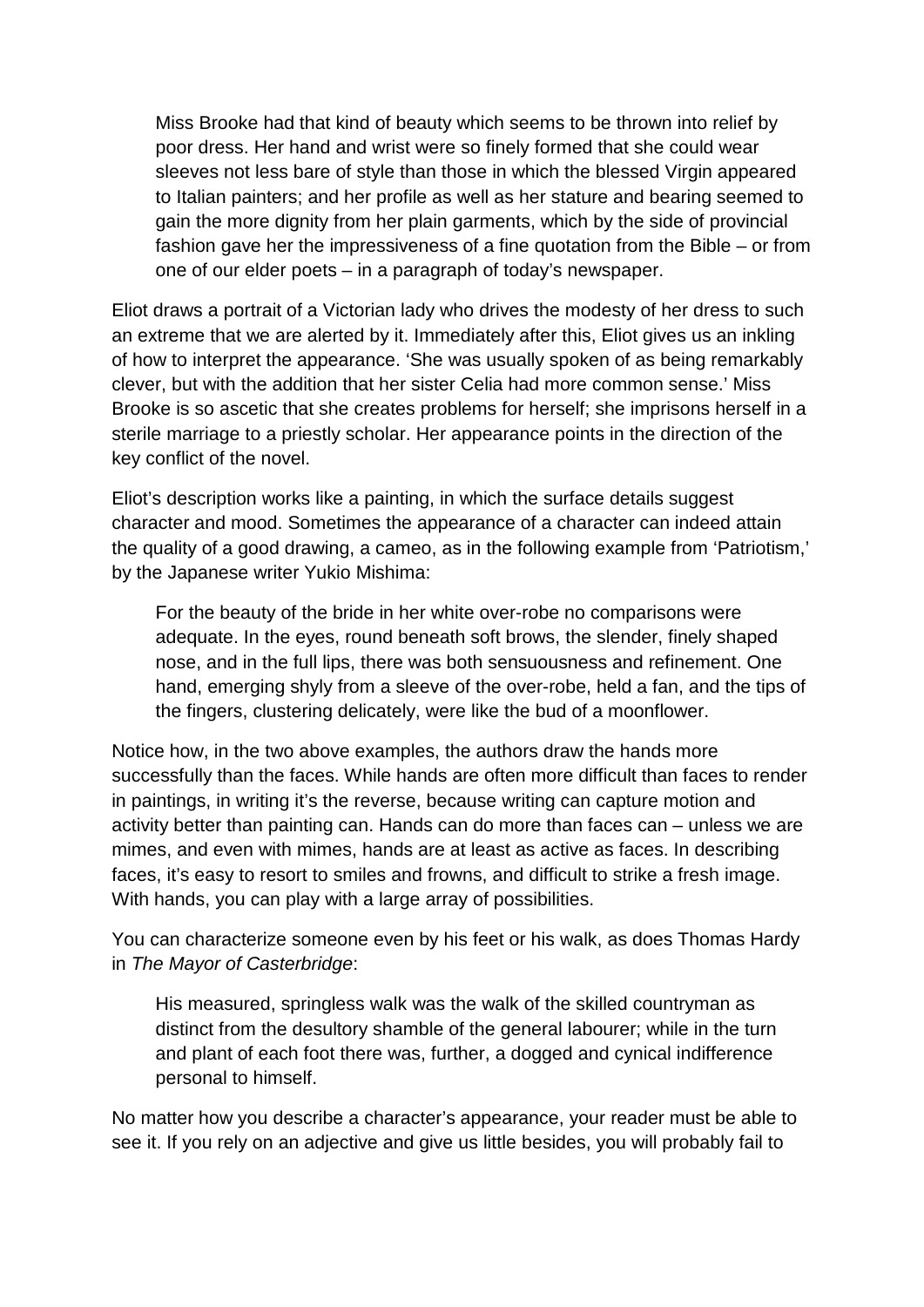> Miss Brooke had that kind of beauty which seems to be thrown into relief by poor dress. Her hand and wrist were so finely formed that she could wear sleeves not less bare of style than those in which the blessed Virgin appeared to Italian painters; and her profile as well as her stature and bearing seemed to gain the more dignity from her plain garments, which by the side of provincial fashion gave her the impressiveness of a fine quotation from the Bible – or from one of our elder poets – in a paragraph of today's newspaper.

Eliot draws a portrait of a Victorian lady who drives the modesty of her dress to such an extreme that we are alerted by it. Immediately after this, Eliot gives us an inkling of how to interpret the appearance. 'She was usually spoken of as being remarkably clever, but with the addition that her sister Celia had more common sense.' Miss Brooke is so ascetic that she creates problems for herself; she imprisons herself in a sterile marriage to a priestly scholar. Her appearance points in the direction of the key conflict of the novel.

Eliot's description works like a painting, in which the surface details suggest character and mood. Sometimes the appearance of a character can indeed attain the quality of a good drawing, a cameo, as in the following example from 'Patriotism,' by the Japanese writer Yukio Mishima:

> For the beauty of the bride in her white over-robe no comparisons were adequate. In the eyes, round beneath soft brows, the slender, finely shaped nose, and in the full lips, there was both sensuousness and refinement. One hand, emerging shyly from a sleeve of the over-robe, held a fan, and the tips of the fingers, clustering delicately, were like the bud of a moonflower.

Notice how, in the two above examples, the authors draw the hands more successfully than the faces. While hands are often more difficult than faces to render in paintings, in writing it's the reverse, because writing can capture motion and activity better than painting can. Hands can do more than faces can – unless we are mimes, and even with mimes, hands are at least as active as faces. In describing faces, it's easy to resort to smiles and frowns, and difficult to strike a fresh image. With hands, you can play with a large array of possibilities.

You can characterize someone even by his feet or his walk, as does Thomas Hardy in *The Mayor of Casterbridge*:

> His measured, springless walk was the walk of the skilled countryman as distinct from the desultory shamble of the general labourer; while in the turn and plant of each foot there was, further, a dogged and cynical indifference personal to himself.

No matter how you describe a character's appearance, your reader must be able to see it. If you rely on an adjective and give us little besides, you will probably fail to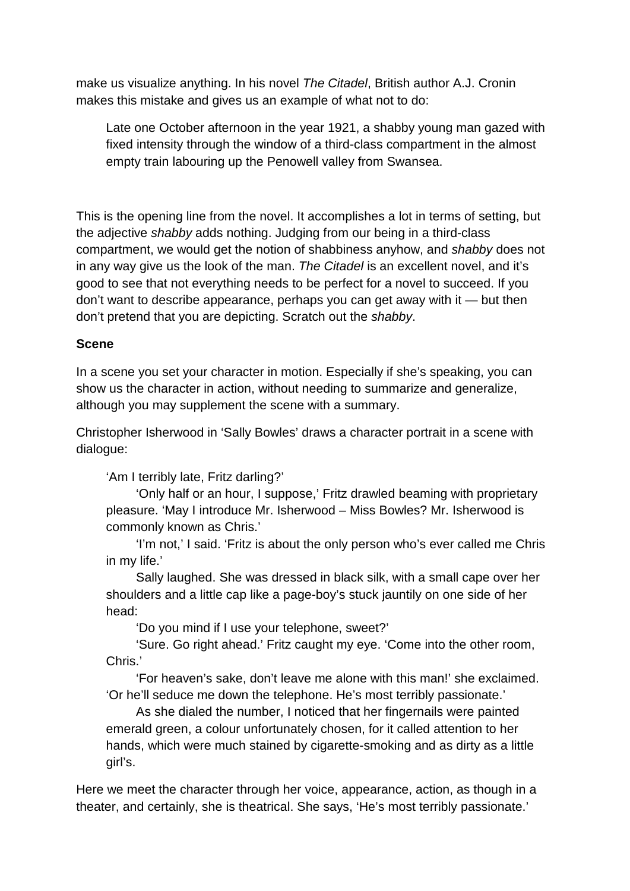make us visualize anything. In his novel *The Citadel*, British author A.J. Cronin makes this mistake and gives us an example of what not to do:

> Late one October afternoon in the year 1921, a shabby young man gazed with fixed intensity through the window of a third-class compartment in the almost empty train labouring up the Penowell valley from Swansea.

This is the opening line from the novel. It accomplishes a lot in terms of setting, but the adjective *shabby* adds nothing. Judging from our being in a third-class compartment, we would get the notion of shabbiness anyhow, and *shabby* does not in any way give us the look of the man. *The Citadel* is an excellent novel, and it's good to see that not everything needs to be perfect for a novel to succeed. If you don't want to describe appearance, perhaps you can get away with it — but then don't pretend that you are depicting. Scratch out the *shabby*.

**Scene**

In a scene you set your character in motion. Especially if she's speaking, you can show us the character in action, without needing to summarize and generalize, although you may supplement the scene with a summary.

Christopher Isherwood in 'Sally Bowles' draws a character portrait in a scene with dialogue:

> 'Am I terribly late, Fritz darling?'
>
> 'Only half or an hour, I suppose,' Fritz drawled beaming with proprietary pleasure. 'May I introduce Mr. Isherwood – Miss Bowles? Mr. Isherwood is commonly known as Chris.'
>
> 'I'm not,' I said. 'Fritz is about the only person who's ever called me Chris in my life.'
>
> Sally laughed. She was dressed in black silk, with a small cape over her shoulders and a little cap like a page-boy's stuck jauntily on one side of her head:
>
> 'Do you mind if I use your telephone, sweet?'
>
> 'Sure. Go right ahead.' Fritz caught my eye. 'Come into the other room, Chris.'
>
> 'For heaven's sake, don't leave me alone with this man!' she exclaimed. 'Or he'll seduce me down the telephone. He's most terribly passionate.'
>
> As she dialed the number, I noticed that her fingernails were painted emerald green, a colour unfortunately chosen, for it called attention to her hands, which were much stained by cigarette-smoking and as dirty as a little girl's.

Here we meet the character through her voice, appearance, action, as though in a theater, and certainly, she is theatrical. She says, 'He's most terribly passionate.'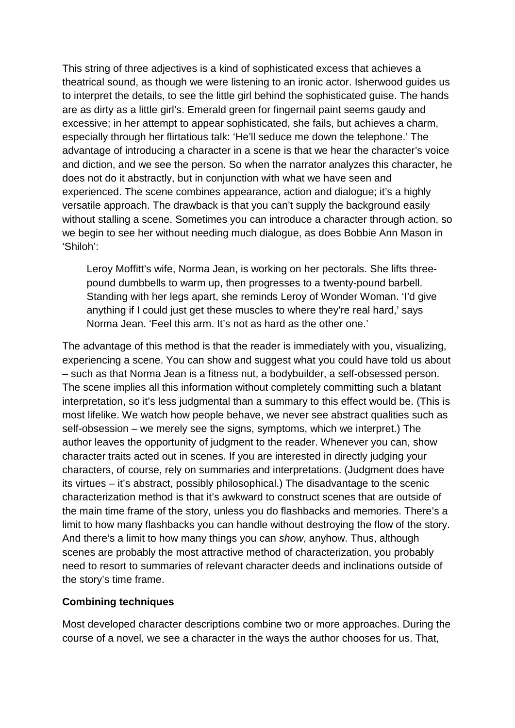This string of three adjectives is a kind of sophisticated excess that achieves a theatrical sound, as though we were listening to an ironic actor. Isherwood guides us to interpret the details, to see the little girl behind the sophisticated guise. The hands are as dirty as a little girl's. Emerald green for fingernail paint seems gaudy and excessive; in her attempt to appear sophisticated, she fails, but achieves a charm, especially through her flirtatious talk: 'He'll seduce me down the telephone.' The advantage of introducing a character in a scene is that we hear the character's voice and diction, and we see the person. So when the narrator analyzes this character, he does not do it abstractly, but in conjunction with what we have seen and experienced. The scene combines appearance, action and dialogue; it's a highly versatile approach. The drawback is that you can't supply the background easily without stalling a scene. Sometimes you can introduce a character through action, so we begin to see her without needing much dialogue, as does Bobbie Ann Mason in 'Shiloh':

> Leroy Moffitt's wife, Norma Jean, is working on her pectorals. She lifts three-pound dumbbells to warm up, then progresses to a twenty-pound barbell. Standing with her legs apart, she reminds Leroy of Wonder Woman. 'I'd give anything if I could just get these muscles to where they're real hard,' says Norma Jean. 'Feel this arm. It's not as hard as the other one.'

The advantage of this method is that the reader is immediately with you, visualizing, experiencing a scene. You can show and suggest what you could have told us about – such as that Norma Jean is a fitness nut, a bodybuilder, a self-obsessed person. The scene implies all this information without completely committing such a blatant interpretation, so it's less judgmental than a summary to this effect would be. (This is most lifelike. We watch how people behave, we never see abstract qualities such as self-obsession – we merely see the signs, symptoms, which we interpret.) The author leaves the opportunity of judgment to the reader. Whenever you can, show character traits acted out in scenes. If you are interested in directly judging your characters, of course, rely on summaries and interpretations. (Judgment does have its virtues – it's abstract, possibly philosophical.) The disadvantage to the scenic characterization method is that it's awkward to construct scenes that are outside of the main time frame of the story, unless you do flashbacks and memories. There's a limit to how many flashbacks you can handle without destroying the flow of the story. And there's a limit to how many things you can *show*, anyhow. Thus, although scenes are probably the most attractive method of characterization, you probably need to resort to summaries of relevant character deeds and inclinations outside of the story's time frame.

**Combining techniques**

Most developed character descriptions combine two or more approaches. During the course of a novel, we see a character in the ways the author chooses for us. That,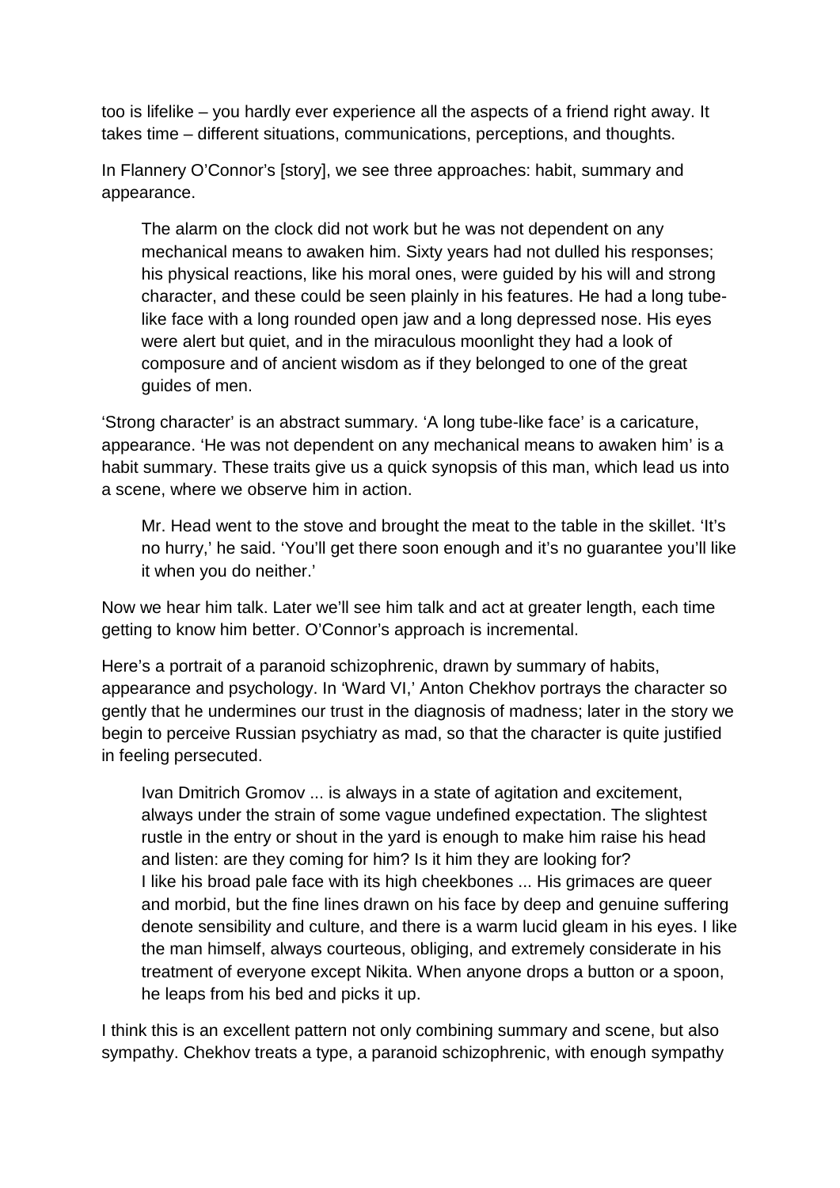too is lifelike – you hardly ever experience all the aspects of a friend right away. It takes time – different situations, communications, perceptions, and thoughts.

In Flannery O'Connor's [story], we see three approaches: habit, summary and appearance.

> The alarm on the clock did not work but he was not dependent on any mechanical means to awaken him. Sixty years had not dulled his responses; his physical reactions, like his moral ones, were guided by his will and strong character, and these could be seen plainly in his features. He had a long tube-like face with a long rounded open jaw and a long depressed nose. His eyes were alert but quiet, and in the miraculous moonlight they had a look of composure and of ancient wisdom as if they belonged to one of the great guides of men.

'Strong character' is an abstract summary. 'A long tube-like face' is a caricature, appearance. 'He was not dependent on any mechanical means to awaken him' is a habit summary. These traits give us a quick synopsis of this man, which lead us into a scene, where we observe him in action.

> Mr. Head went to the stove and brought the meat to the table in the skillet. 'It's no hurry,' he said. 'You'll get there soon enough and it's no guarantee you'll like it when you do neither.'

Now we hear him talk. Later we'll see him talk and act at greater length, each time getting to know him better. O'Connor's approach is incremental.

Here's a portrait of a paranoid schizophrenic, drawn by summary of habits, appearance and psychology. In 'Ward VI,' Anton Chekhov portrays the character so gently that he undermines our trust in the diagnosis of madness; later in the story we begin to perceive Russian psychiatry as mad, so that the character is quite justified in feeling persecuted.

> Ivan Dmitrich Gromov ... is always in a state of agitation and excitement, always under the strain of some vague undefined expectation. The slightest rustle in the entry or shout in the yard is enough to make him raise his head and listen: are they coming for him? Is it him they are looking for?
> I like his broad pale face with its high cheekbones ... His grimaces are queer and morbid, but the fine lines drawn on his face by deep and genuine suffering denote sensibility and culture, and there is a warm lucid gleam in his eyes. I like the man himself, always courteous, obliging, and extremely considerate in his treatment of everyone except Nikita. When anyone drops a button or a spoon, he leaps from his bed and picks it up.

I think this is an excellent pattern not only combining summary and scene, but also sympathy. Chekhov treats a type, a paranoid schizophrenic, with enough sympathy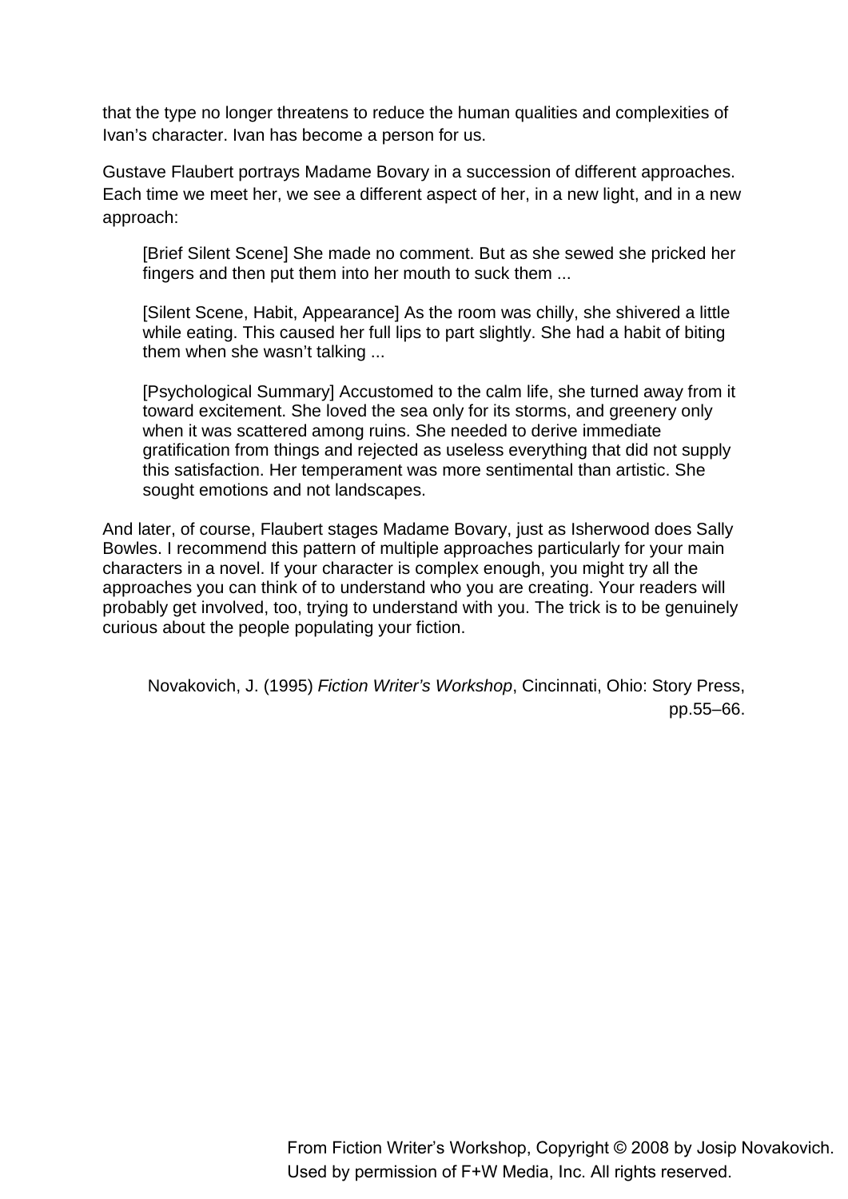that the type no longer threatens to reduce the human qualities and complexities of Ivan's character. Ivan has become a person for us.

Gustave Flaubert portrays Madame Bovary in a succession of different approaches. Each time we meet her, we see a different aspect of her, in a new light, and in a new approach:

> [Brief Silent Scene] She made no comment. But as she sewed she pricked her fingers and then put them into her mouth to suck them ...
>
> [Silent Scene, Habit, Appearance] As the room was chilly, she shivered a little while eating. This caused her full lips to part slightly. She had a habit of biting them when she wasn't talking ...
>
> [Psychological Summary] Accustomed to the calm life, she turned away from it toward excitement. She loved the sea only for its storms, and greenery only when it was scattered among ruins. She needed to derive immediate gratification from things and rejected as useless everything that did not supply this satisfaction. Her temperament was more sentimental than artistic. She sought emotions and not landscapes.

And later, of course, Flaubert stages Madame Bovary, just as Isherwood does Sally Bowles. I recommend this pattern of multiple approaches particularly for your main characters in a novel. If your character is complex enough, you might try all the approaches you can think of to understand who you are creating. Your readers will probably get involved, too, trying to understand with you. The trick is to be genuinely curious about the people populating your fiction.

Novakovich, J. (1995) *Fiction Writer's Workshop*, Cincinnati, Ohio: Story Press, pp.55–66.

From Fiction Writer's Workshop, Copyright © 2008 by Josip Novakovich. Used by permission of F+W Media, Inc. All rights reserved.